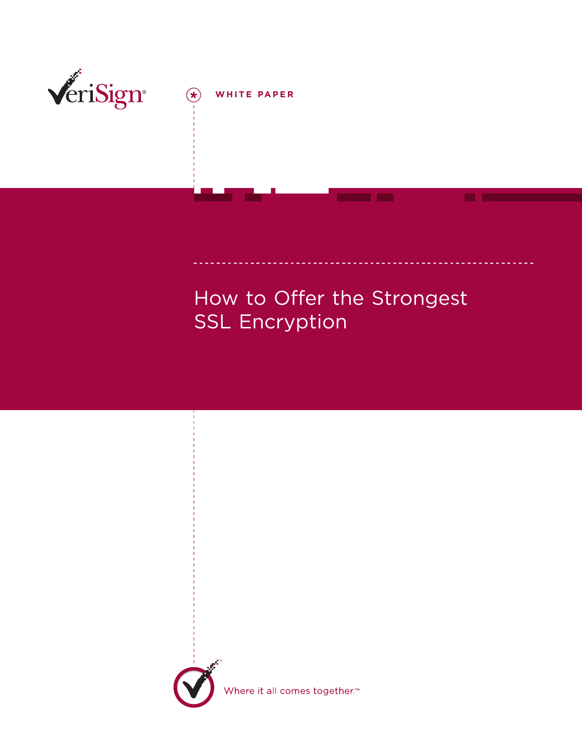VeriSign®

WHITE PAPER

# How to Offer the Strongest SSL Encryption

Where it all comes together.™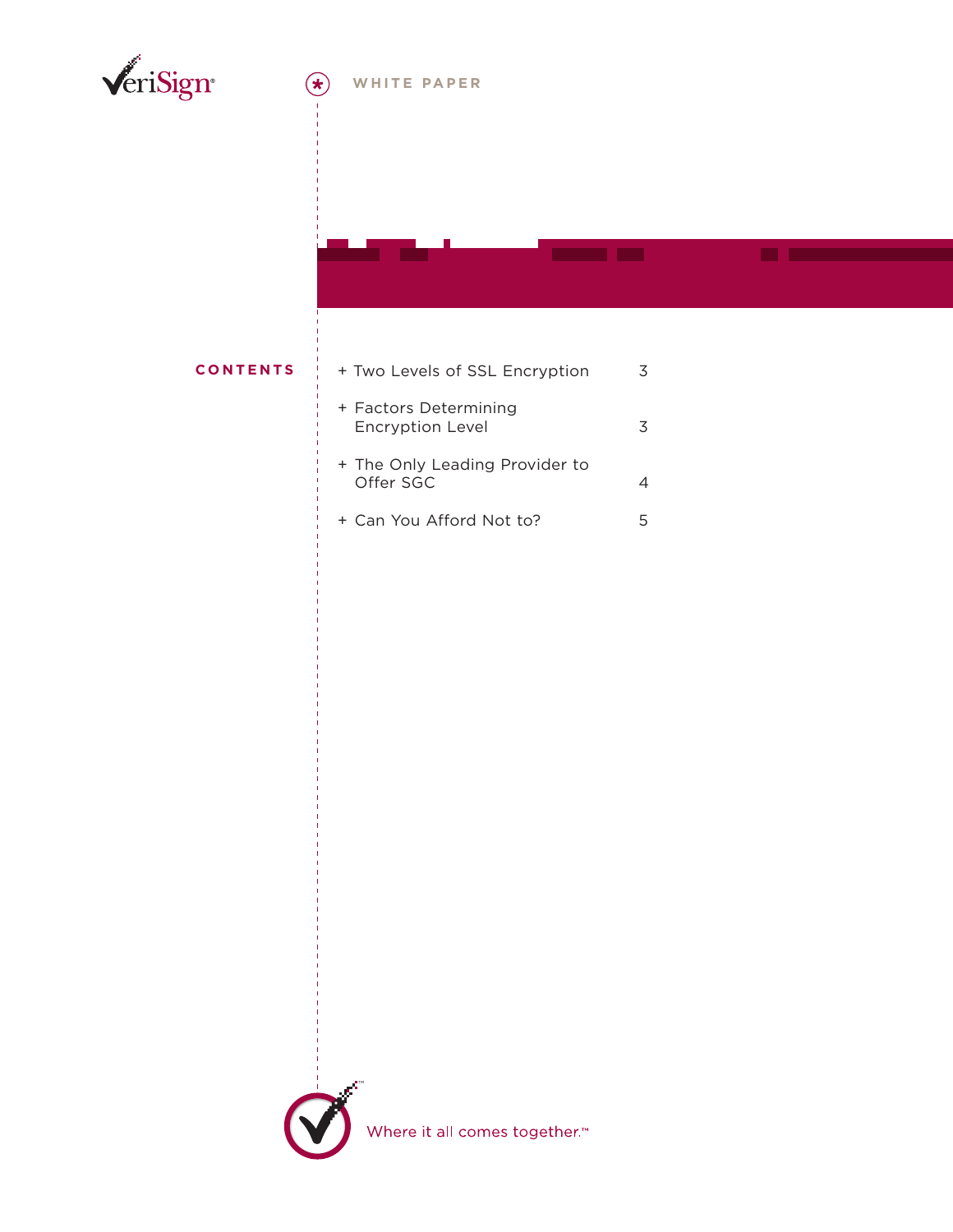VeriSign

WHITE PAPER

## CONTENTS

+ Two Levels of SSL Encryption 3
+ Factors Determining Encryption Level 3
+ The Only Leading Provider to Offer SGC 4
+ Can You Afford Not to? 5

Where it all comes together.™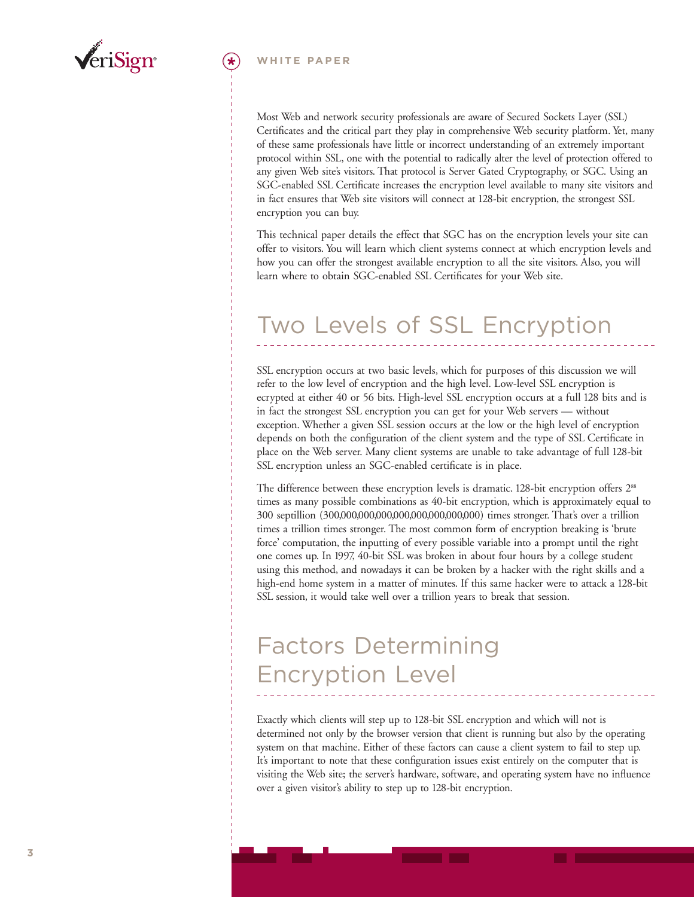Most Web and network security professionals are aware of Secured Sockets Layer (SSL) Certificates and the critical part they play in comprehensive Web security platform. Yet, many of these same professionals have little or incorrect understanding of an extremely important protocol within SSL, one with the potential to radically alter the level of protection offered to any given Web site's visitors. That protocol is Server Gated Cryptography, or SGC. Using an SGC-enabled SSL Certificate increases the encryption level available to many site visitors and in fact ensures that Web site visitors will connect at 128-bit encryption, the strongest SSL encryption you can buy.

This technical paper details the effect that SGC has on the encryption levels your site can offer to visitors. You will learn which client systems connect at which encryption levels and how you can offer the strongest available encryption to all the site visitors. Also, you will learn where to obtain SGC-enabled SSL Certificates for your Web site.

## Two Levels of SSL Encryption

SSL encryption occurs at two basic levels, which for purposes of this discussion we will refer to the low level of encryption and the high level. Low-level SSL encryption is ecrypted at either 40 or 56 bits. High-level SSL encryption occurs at a full 128 bits and is in fact the strongest SSL encryption you can get for your Web servers — without exception. Whether a given SSL session occurs at the low or the high level of encryption depends on both the configuration of the client system and the type of SSL Certificate in place on the Web server. Many client systems are unable to take advantage of full 128-bit SSL encryption unless an SGC-enabled certificate is in place.

The difference between these encryption levels is dramatic. 128-bit encryption offers $2^{88}$ times as many possible combinations as 40-bit encryption, which is approximately equal to 300 septillion (300,000,000,000,000,000,000,000,000) times stronger. That's over a trillion times a trillion times stronger. The most common form of encryption breaking is 'brute force' computation, the inputting of every possible variable into a prompt until the right one comes up. In 1997, 40-bit SSL was broken in about four hours by a college student using this method, and nowadays it can be broken by a hacker with the right skills and a high-end home system in a matter of minutes. If this same hacker were to attack a 128-bit SSL session, it would take well over a trillion years to break that session.

## Factors Determining Encryption Level

Exactly which clients will step up to 128-bit SSL encryption and which will not is determined not only by the browser version that client is running but also by the operating system on that machine. Either of these factors can cause a client system to fail to step up. It's important to note that these configuration issues exist entirely on the computer that is visiting the Web site; the server's hardware, software, and operating system have no influence over a given visitor's ability to step up to 128-bit encryption.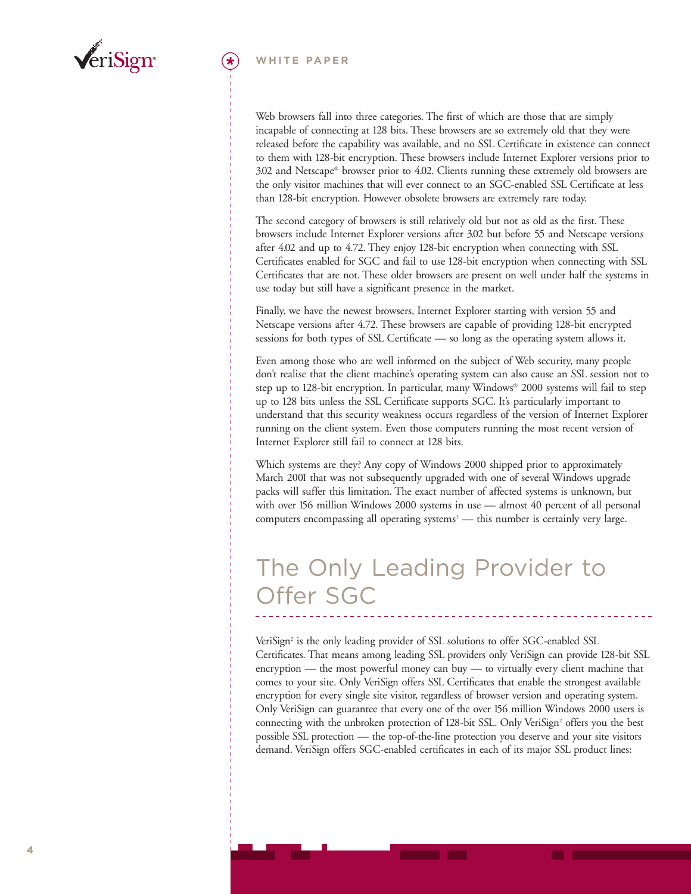Web browsers fall into three categories. The first of which are those that are simply incapable of connecting at 128 bits. These browsers are so extremely old that they were released before the capability was available, and no SSL Certificate in existence can connect to them with 128-bit encryption. These browsers include Internet Explorer versions prior to 3.02 and Netscape® browser prior to 4.02. Clients running these extremely old browsers are the only visitor machines that will ever connect to an SGC-enabled SSL Certificate at less than 128-bit encryption. However obsolete browsers are extremely rare today.

The second category of browsers is still relatively old but not as old as the first. These browsers include Internet Explorer versions after 3.02 but before 5.5 and Netscape versions after 4.02 and up to 4.72. They enjoy 128-bit encryption when connecting with SSL Certificates enabled for SGC and fail to use 128-bit encryption when connecting with SSL Certificates that are not. These older browsers are present on well under half the systems in use today but still have a significant presence in the market.

Finally, we have the newest browsers, Internet Explorer starting with version 5.5 and Netscape versions after 4.72. These browsers are capable of providing 128-bit encrypted sessions for both types of SSL Certificate — so long as the operating system allows it.

Even among those who are well informed on the subject of Web security, many people don't realise that the client machine's operating system can also cause an SSL session not to step up to 128-bit encryption. In particular, many Windows® 2000 systems will fail to step up to 128 bits unless the SSL Certificate supports SGC. It's particularly important to understand that this security weakness occurs regardless of the version of Internet Explorer running on the client system. Even those computers running the most recent version of Internet Explorer still fail to connect at 128 bits.

Which systems are they? Any copy of Windows 2000 shipped prior to approximately March 2001 that was not subsequently upgraded with one of several Windows upgrade packs will suffer this limitation. The exact number of affected systems is unknown, but with over 156 million Windows 2000 systems in use — almost 40 percent of all personal computers encompassing all operating systems[1] — this number is certainly very large.

# The Only Leading Provider to Offer SGC

VeriSign[2] is the only leading provider of SSL solutions to offer SGC-enabled SSL Certificates. That means among leading SSL providers only VeriSign can provide 128-bit SSL encryption — the most powerful money can buy — to virtually every client machine that comes to your site. Only VeriSign offers SSL Certificates that enable the strongest available encryption for every single site visitor, regardless of browser version and operating system. Only VeriSign can guarantee that every one of the over 156 million Windows 2000 users is connecting with the unbroken protection of 128-bit SSL. Only VeriSign[2] offers you the best possible SSL protection — the top-of-the-line protection you deserve and your site visitors demand. VeriSign offers SGC-enabled certificates in each of its major SSL product lines: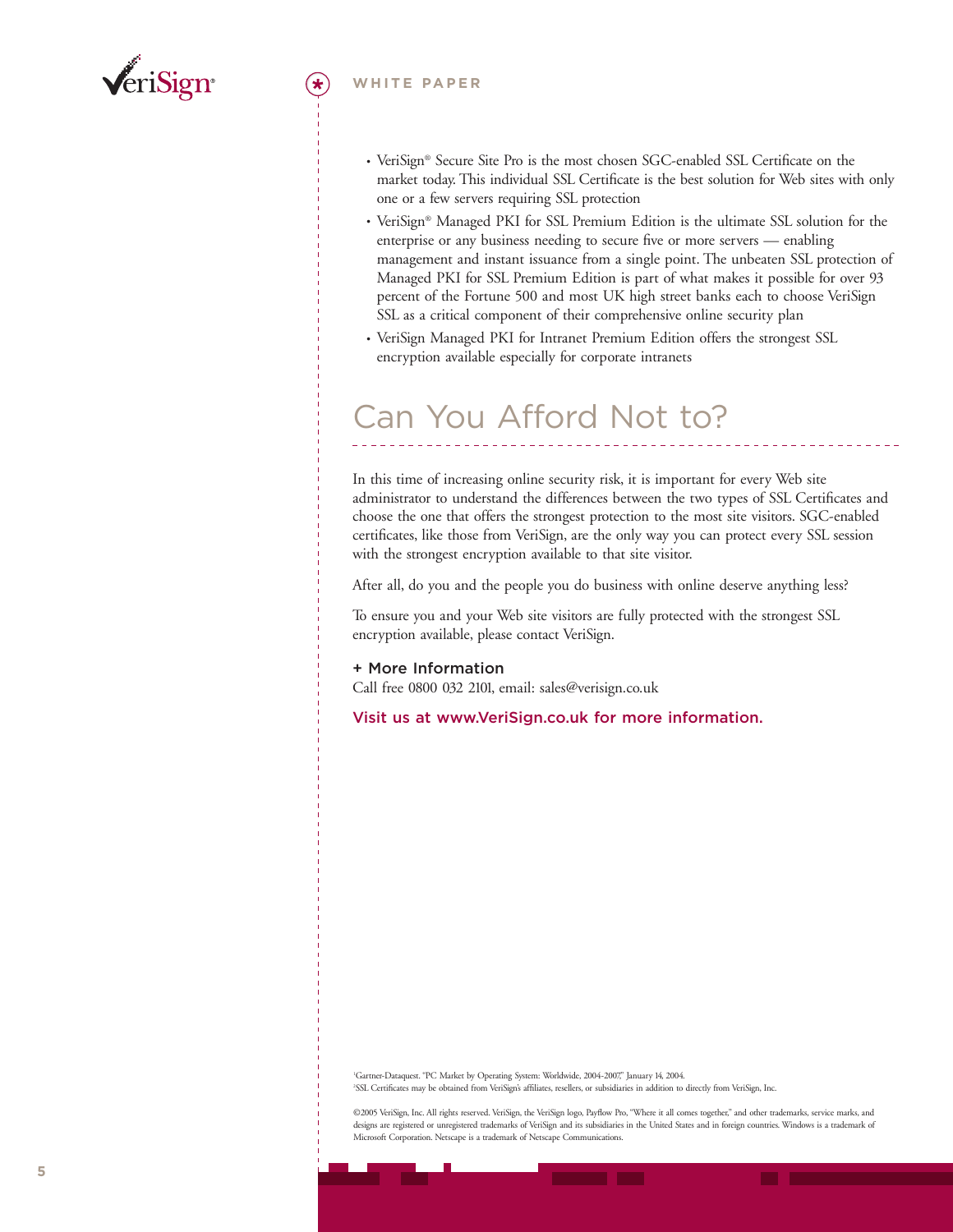- VeriSign® Secure Site Pro is the most chosen SGC-enabled SSL Certificate on the market today. This individual SSL Certificate is the best solution for Web sites with only one or a few servers requiring SSL protection
- VeriSign® Managed PKI for SSL Premium Edition is the ultimate SSL solution for the enterprise or any business needing to secure five or more servers — enabling management and instant issuance from a single point. The unbeaten SSL protection of Managed PKI for SSL Premium Edition is part of what makes it possible for over 93 percent of the Fortune 500 and most UK high street banks each to choose VeriSign SSL as a critical component of their comprehensive online security plan
- VeriSign Managed PKI for Intranet Premium Edition offers the strongest SSL encryption available especially for corporate intranets

## Can You Afford Not to?

In this time of increasing online security risk, it is important for every Web site administrator to understand the differences between the two types of SSL Certificates and choose the one that offers the strongest protection to the most site visitors. SGC-enabled certificates, like those from VeriSign, are the only way you can protect every SSL session with the strongest encryption available to that site visitor.

After all, do you and the people you do business with online deserve anything less?

To ensure you and your Web site visitors are fully protected with the strongest SSL encryption available, please contact VeriSign.

**+ More Information**
Call free 0800 032 2101, email: sales@verisign.co.uk

**Visit us at www.VeriSign.co.uk for more information.**

[1]Gartner-Dataquest. "PC Market by Operating System: Worldwide, 2004-2007," January 14, 2004.
[2]SSL Certificates may be obtained from VeriSign's affiliates, resellers, or subsidiaries in addition to directly from VeriSign, Inc.

©2005 VeriSign, Inc. All rights reserved. VeriSign, the VeriSign logo, Payflow Pro, "Where it all comes together," and other trademarks, service marks, and designs are registered or unregistered trademarks of VeriSign and its subsidiaries in the United States and in foreign countries. Windows is a trademark of Microsoft Corporation. Netscape is a trademark of Netscape Communications.